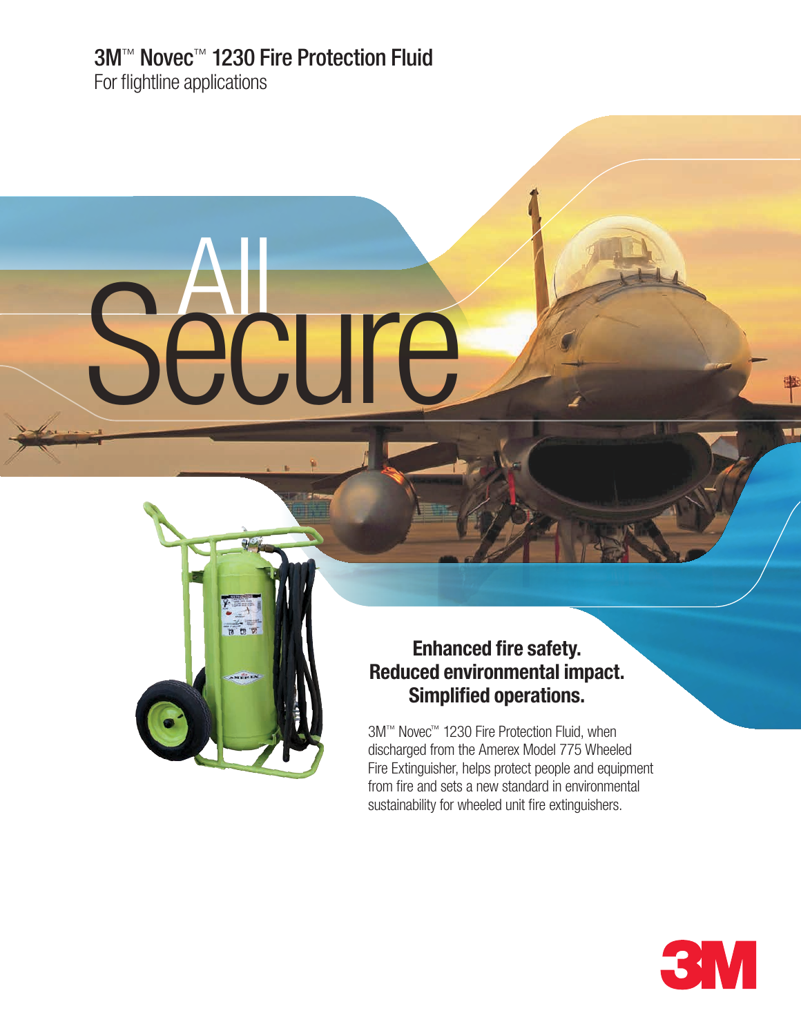# 3M™ Novec™ 1230 Fire Protection Fluid

For flightline applications

# All Secure

**Enhanced fire safety.**
**Reduced environmental impact.**
**Simplified operations.**

3M™ Novec™ 1230 Fire Protection Fluid, when discharged from the Amerex Model 775 Wheeled Fire Extinguisher, helps protect people and equipment from fire and sets a new standard in environmental sustainability for wheeled unit fire extinguishers.

3M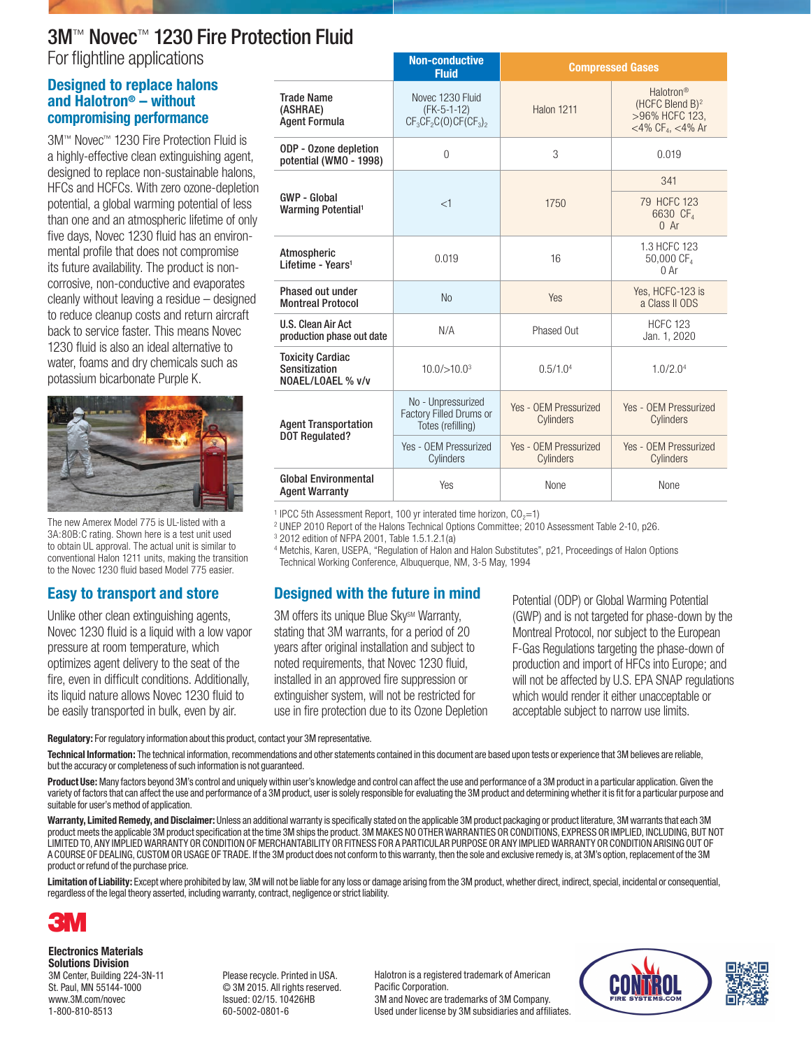# 3M™ Novec™ 1230 Fire Protection Fluid

For flightline applications

## Designed to replace halons and Halotron® – without compromising performance

3M™ Novec™ 1230 Fire Protection Fluid is a highly-effective clean extinguishing agent, designed to replace non-sustainable halons, HFCs and HCFCs. With zero ozone-depletion potential, a global warming potential of less than one and an atmospheric lifetime of only five days, Novec 1230 fluid has an environmental profile that does not compromise its future availability. The product is non-corrosive, non-conductive and evaporates cleanly without leaving a residue – designed to reduce cleanup costs and return aircraft back to service faster. This means Novec 1230 fluid is also an ideal alternative to water, foams and dry chemicals such as potassium bicarbonate Purple K.

The new Amerex Model 775 is UL-listed with a 3A:80B:C rating. Shown here is a test unit used to obtain UL approval. The actual unit is similar to conventional Halon 1211 units, making the transition to the Novec 1230 fluid based Model 775 easier.

| | Non-conductive Fluid | Compressed Gases | |
|---|---|---|---|
| **Trade Name (ASHRAE) Agent Formula** | Novec 1230 Fluid (FK-5-1-12) $CF_3CF_2C(O)CF(CF_3)_2$ | Halon 1211 | Halotron® (HCFC Blend B)[2] >96% HCFC 123, <4% $CF_4$, <4% Ar |
| **ODP - Ozone depletion potential (WMO - 1998)** | 0 | 3 | 0.019 |
| **GWP - Global Warming Potential[1]** | <1 | 1750 | 341<br>79 HCFC 123<br>6630 $CF_4$<br>0 Ar |
| **Atmospheric Lifetime - Years[1]** | 0.019 | 16 | 1.3 HCFC 123<br>50,000 $CF_4$<br>0 Ar |
| **Phased out under Montreal Protocol** | No | Yes | Yes, HCFC-123 is a Class II ODS |
| **U.S. Clean Air Act production phase out date** | N/A | Phased Out | HCFC 123 Jan. 1, 2020 |
| **Toxicity Cardiac Sensitization NOAEL/LOAEL % v/v** | 10.0/>10.0[3] | 0.5/1.0[4] | 1.0/2.0[4] |
| **Agent Transportation DOT Regulated?** | No - Unpressurized Factory Filled Drums or Totes (refilling) | Yes - OEM Pressurized Cylinders | Yes - OEM Pressurized Cylinders |
| | Yes - OEM Pressurized Cylinders | Yes - OEM Pressurized Cylinders | Yes - OEM Pressurized Cylinders |
| **Global Environmental Agent Warranty** | Yes | None | None |

[1] IPCC 5th Assessment Report, 100 yr interated time horizon, $CO_2$=1)
[2] UNEP 2010 Report of the Halons Technical Options Committee; 2010 Assessment Table 2-10, p26.
[3] 2012 edition of NFPA 2001, Table 1.5.1.2.1(a)
[4] Metchis, Karen, USEPA, "Regulation of Halon and Halon Substitutes", p21, Proceedings of Halon Options Technical Working Conference, Albuquerque, NM, 3-5 May, 1994

## Easy to transport and store

Unlike other clean extinguishing agents, Novec 1230 fluid is a liquid with a low vapor pressure at room temperature, which optimizes agent delivery to the seat of the fire, even in difficult conditions. Additionally, its liquid nature allows Novec 1230 fluid to be easily transported in bulk, even by air.

## Designed with the future in mind

3M offers its unique Blue Sky℠ Warranty, stating that 3M warrants, for a period of 20 years after original installation and subject to noted requirements, that Novec 1230 fluid, installed in an approved fire suppression or extinguisher system, will not be restricted for use in fire protection due to its Ozone Depletion Potential (ODP) or Global Warming Potential (GWP) and is not targeted for phase-down by the Montreal Protocol, nor subject to the European F-Gas Regulations targeting the phase-down of production and import of HFCs into Europe; and will not be affected by U.S. EPA SNAP regulations which would render it either unacceptable or acceptable subject to narrow use limits.

**Regulatory:** For regulatory information about this product, contact your 3M representative.

**Technical Information:** The technical information, recommendations and other statements contained in this document are based upon tests or experience that 3M believes are reliable, but the accuracy or completeness of such information is not guaranteed.

**Product Use:** Many factors beyond 3M's control and uniquely within user's knowledge and control can affect the use and performance of a 3M product in a particular application. Given the variety of factors that can affect the use and performance of a 3M product, user is solely responsible for evaluating the 3M product and determining whether it is fit for a particular purpose and suitable for user's method of application.

**Warranty, Limited Remedy, and Disclaimer:** Unless an additional warranty is specifically stated on the applicable 3M product packaging or product literature, 3M warrants that each 3M product meets the applicable 3M product specification at the time 3M ships the product. 3M MAKES NO OTHER WARRANTIES OR CONDITIONS, EXPRESS OR IMPLIED, INCLUDING, BUT NOT LIMITED TO, ANY IMPLIED WARRANTY OR CONDITION OF MERCHANTABILITY OR FITNESS FOR A PARTICULAR PURPOSE OR ANY IMPLIED WARRANTY OR CONDITION ARISING OUT OF A COURSE OF DEALING, CUSTOM OR USAGE OF TRADE. If the 3M product does not conform to this warranty, then the sole and exclusive remedy is, at 3M's option, replacement of the 3M product or refund of the purchase price.

**Limitation of Liability:** Except where prohibited by law, 3M will not be liable for any loss or damage arising from the 3M product, whether direct, indirect, special, incidental or consequential, regardless of the legal theory asserted, including warranty, contract, negligence or strict liability.

**Electronics Materials Solutions Division**
3M Center, Building 224-3N-11
St. Paul, MN 55144-1000
www.3M.com/novec
1-800-810-8513

Please recycle. Printed in USA.
© 3M 2015. All rights reserved.
Issued: 02/15. 10426HB
60-5002-0801-6

Halotron is a registered trademark of American Pacific Corporation.
3M and Novec are trademarks of 3M Company.
Used under license by 3M subsidiaries and affiliates.

CONTROL FIRE SYSTEMS.COM